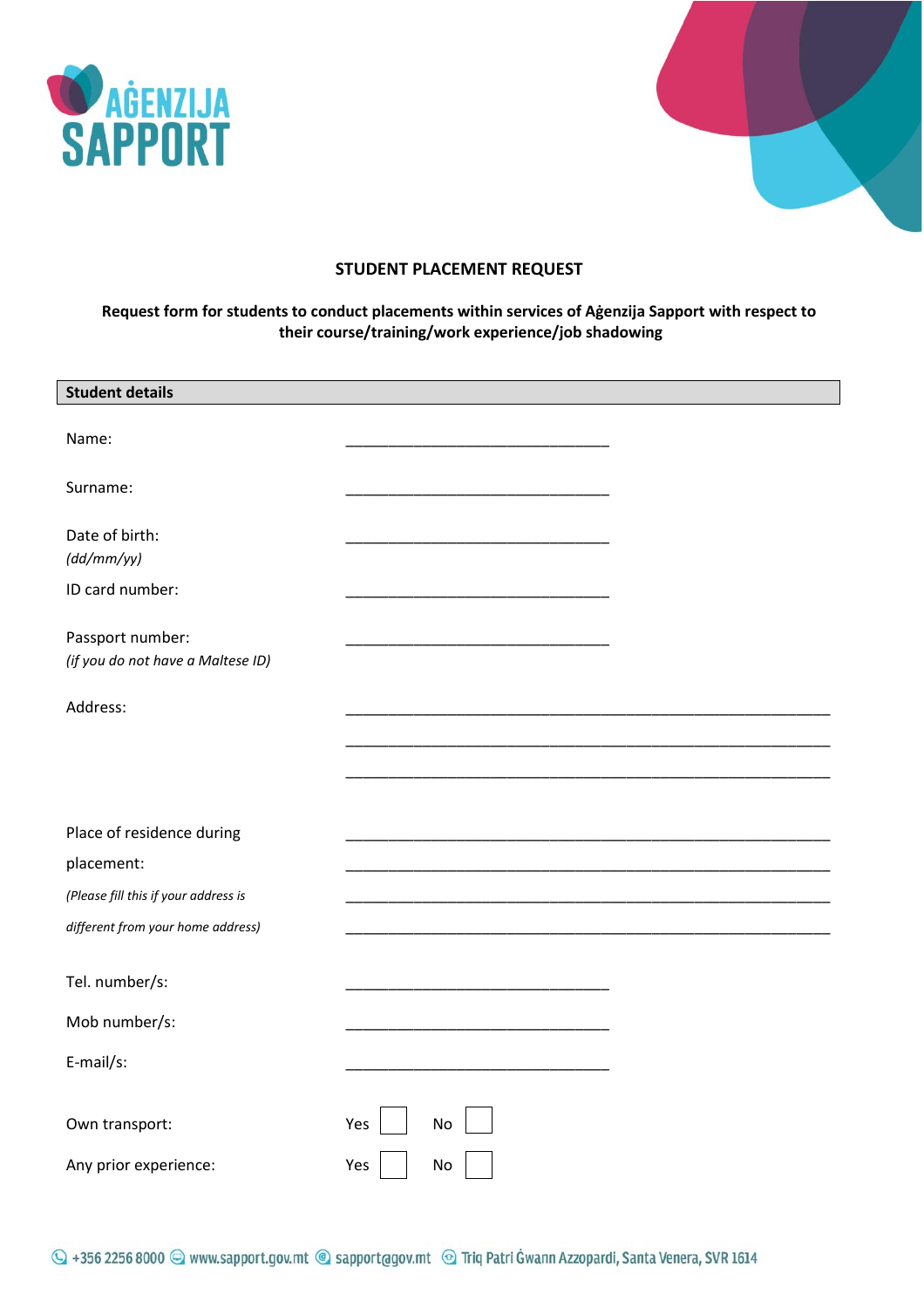AĠENZIJA SAPPORT

## STUDENT PLACEMENT REQUEST

**Request form for students to conduct placements within services of Aġenzija Sapport with respect to their course/training/work experience/job shadowing**

| **Student details** | |
|---|---|
| Name: | ________________________________ |
| Surname: | ________________________________ |
| Date of birth: *(dd/mm/yy)* | ________________________________ |
| ID card number: | ________________________________ |
| Passport number: *(if you do not have a Maltese ID)* | ________________________________ |
| Address: | ___________________________________________________________ ___________________________________________________________ ___________________________________________________________ |
| Place of residence during placement: *(Please fill this if your address is different from your home address)* | ___________________________________________________________ ___________________________________________________________ ___________________________________________________________ ___________________________________________________________ |
| Tel. number/s: | ________________________________ |
| Mob number/s: | ________________________________ |
| E-mail/s: | ________________________________ |
| Own transport: | Yes ☐ No ☐ |
| Any prior experience: | Yes ☐ No ☐ |

+356 2256 8000 www.sapport.gov.mt support@gov.mt Triq Patri Ġwann Azzopardi, Santa Venera, SVR 1614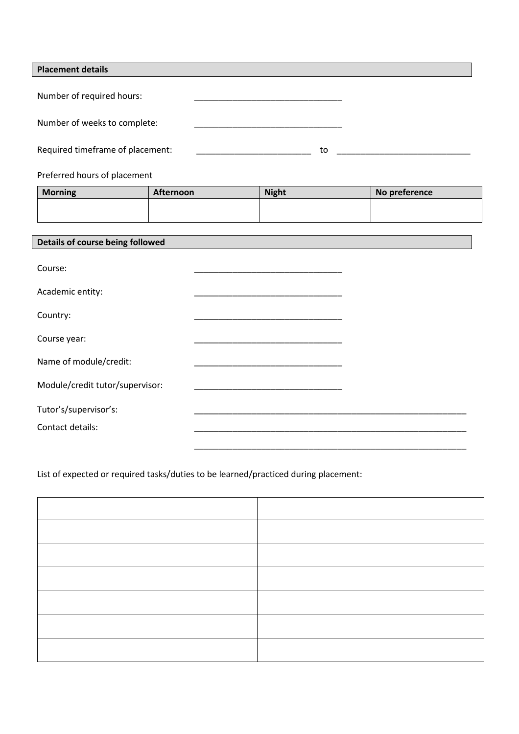**Placement details**

Number of required hours: ________________________________

Number of weeks to complete: ________________________________

Required timeframe of placement: _________________________ to _____________________________

Preferred hours of placement

| Morning | Afternoon | Night | No preference |
|---|---|---|---|
| | | | |

**Details of course being followed**

Course: ________________________________

Academic entity: ________________________________

Country: ________________________________

Course year: ________________________________

Name of module/credit: ________________________________

Module/credit tutor/supervisor: ________________________________

Tutor's/supervisor's: ___________________________________________________________

Contact details: ___________________________________________________________

___________________________________________________________

List of expected or required tasks/duties to be learned/practiced during placement:

| | |
|---|---|
| | |
| | |
| | |
| | |
| | |
| | |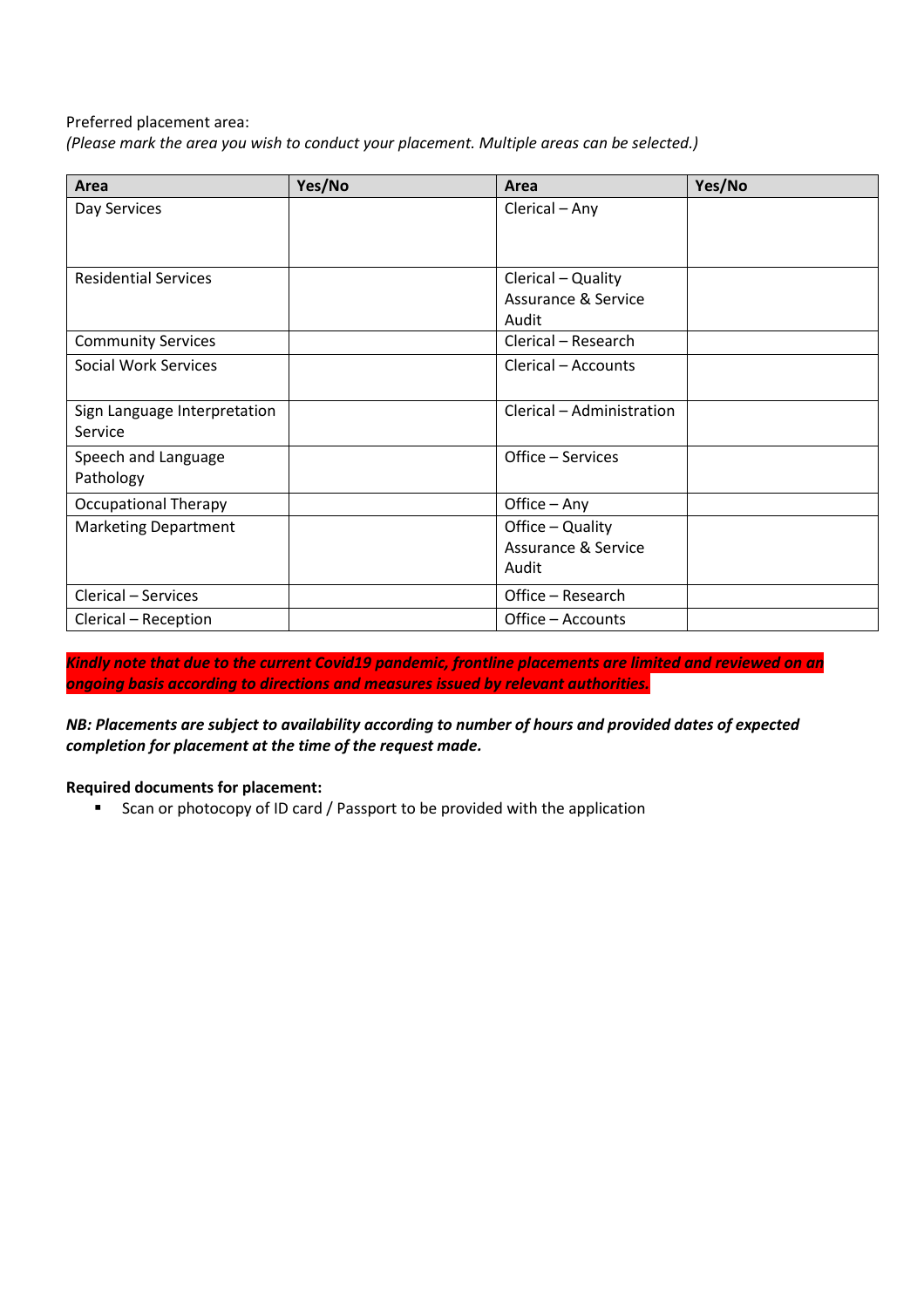Preferred placement area:
*(Please mark the area you wish to conduct your placement. Multiple areas can be selected.)*

| Area | Yes/No | Area | Yes/No |
|---|---|---|---|
| Day Services | | Clerical – Any | |
| Residential Services | | Clerical – Quality Assurance & Service Audit | |
| Community Services | | Clerical – Research | |
| Social Work Services | | Clerical – Accounts | |
| Sign Language Interpretation Service | | Clerical – Administration | |
| Speech and Language Pathology | | Office – Services | |
| Occupational Therapy | | Office – Any | |
| Marketing Department | | Office – Quality Assurance & Service Audit | |
| Clerical – Services | | Office – Research | |
| Clerical – Reception | | Office – Accounts | |

***Kindly note that due to the current Covid19 pandemic, frontline placements are limited and reviewed on an ongoing basis according to directions and measures issued by relevant authorities.***

***NB: Placements are subject to availability according to number of hours and provided dates of expected completion for placement at the time of the request made.***

**Required documents for placement:**

- Scan or photocopy of ID card / Passport to be provided with the application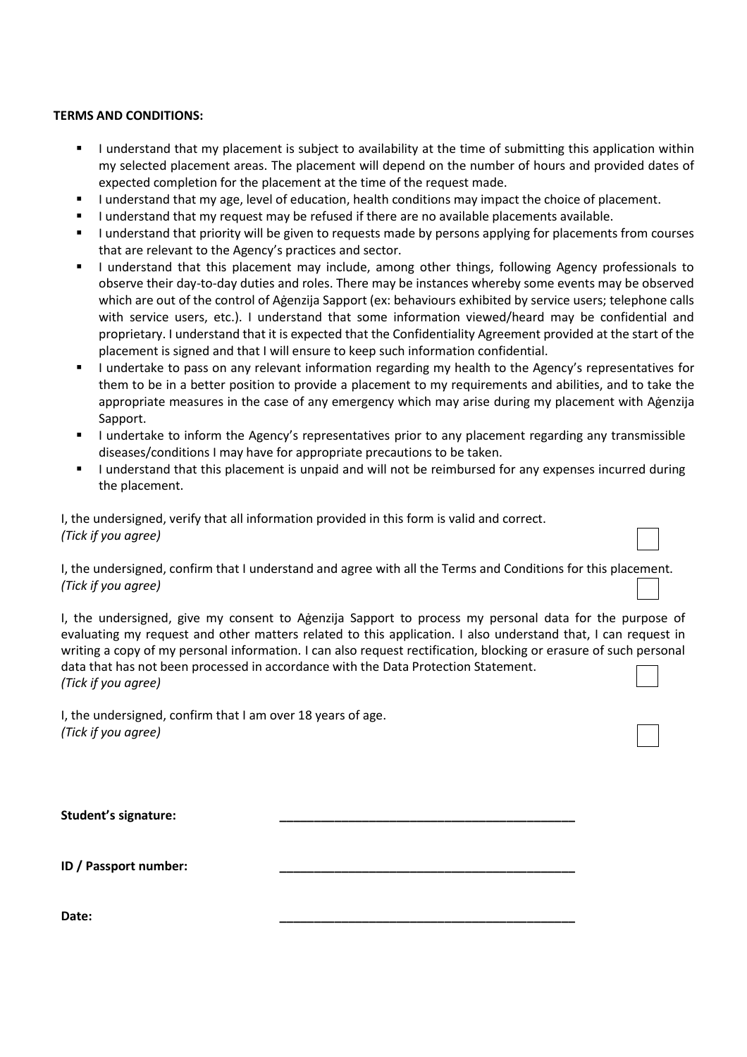**TERMS AND CONDITIONS:**

- I understand that my placement is subject to availability at the time of submitting this application within my selected placement areas. The placement will depend on the number of hours and provided dates of expected completion for the placement at the time of the request made.
- I understand that my age, level of education, health conditions may impact the choice of placement.
- I understand that my request may be refused if there are no available placements available.
- I understand that priority will be given to requests made by persons applying for placements from courses that are relevant to the Agency's practices and sector.
- I understand that this placement may include, among other things, following Agency professionals to observe their day-to-day duties and roles. There may be instances whereby some events may be observed which are out of the control of Aġenzija Sapport (ex: behaviours exhibited by service users; telephone calls with service users, etc.). I understand that some information viewed/heard may be confidential and proprietary. I understand that it is expected that the Confidentiality Agreement provided at the start of the placement is signed and that I will ensure to keep such information confidential.
- I undertake to pass on any relevant information regarding my health to the Agency's representatives for them to be in a better position to provide a placement to my requirements and abilities, and to take the appropriate measures in the case of any emergency which may arise during my placement with Aġenzija Sapport.
- I undertake to inform the Agency's representatives prior to any placement regarding any transmissible diseases/conditions I may have for appropriate precautions to be taken.
- I understand that this placement is unpaid and will not be reimbursed for any expenses incurred during the placement.

I, the undersigned, verify that all information provided in this form is valid and correct.
*(Tick if you agree)* ☐

I, the undersigned, confirm that I understand and agree with all the Terms and Conditions for this placement.
*(Tick if you agree)* ☐

I, the undersigned, give my consent to Aġenzija Sapport to process my personal data for the purpose of evaluating my request and other matters related to this application. I also understand that, I can request in writing a copy of my personal information. I can also request rectification, blocking or erasure of such personal data that has not been processed in accordance with the Data Protection Statement.
*(Tick if you agree)* ☐

I, the undersigned, confirm that I am over 18 years of age.
*(Tick if you agree)* ☐

**Student's signature:** ___________________________________________

**ID / Passport number:** ___________________________________________

**Date:** ___________________________________________